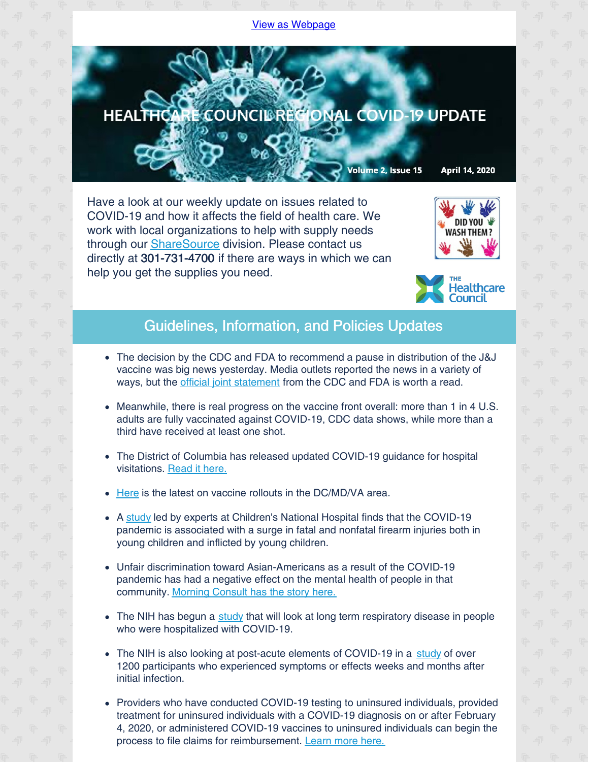View as Webpage

# HEALTHCARE COUNCIL REGIONAL COVID-19 UPDATE

Volume 2, Issue 15 April 14, 2020

Have a look at our weekly update on issues related to COVID-19 and how it affects the field of health care. We work with local organizations to help with supply needs through our ShareSource division. Please contact us directly at **301-731-4700** if there are ways in which we can help you get the supplies you need.

DID YOU WASH THEM?

THE Healthcare Council

## Guidelines, Information, and Policies Updates

- The decision by the CDC and FDA to recommend a pause in distribution of the J&J vaccine was big news yesterday. Media outlets reported the news in a variety of ways, but the official joint statement from the CDC and FDA is worth a read.
- Meanwhile, there is real progress on the vaccine front overall: more than 1 in 4 U.S. adults are fully vaccinated against COVID-19, CDC data shows, while more than a third have received at least one shot.
- The District of Columbia has released updated COVID-19 guidance for hospital visitations. Read it here.
- Here is the latest on vaccine rollouts in the DC/MD/VA area.
- A study led by experts at Children's National Hospital finds that the COVID-19 pandemic is associated with a surge in fatal and nonfatal firearm injuries both in young children and inflicted by young children.
- Unfair discrimination toward Asian-Americans as a result of the COVID-19 pandemic has had a negative effect on the mental health of people in that community. Morning Consult has the story here.
- The NIH has begun a study that will look at long term respiratory disease in people who were hospitalized with COVID-19.
- The NIH is also looking at post-acute elements of COVID-19 in a study of over 1200 participants who experienced symptoms or effects weeks and months after initial infection.
- Providers who have conducted COVID-19 testing to uninsured individuals, provided treatment for uninsured individuals with a COVID-19 diagnosis on or after February 4, 2020, or administered COVID-19 vaccines to uninsured individuals can begin the process to file claims for reimbursement. Learn more here.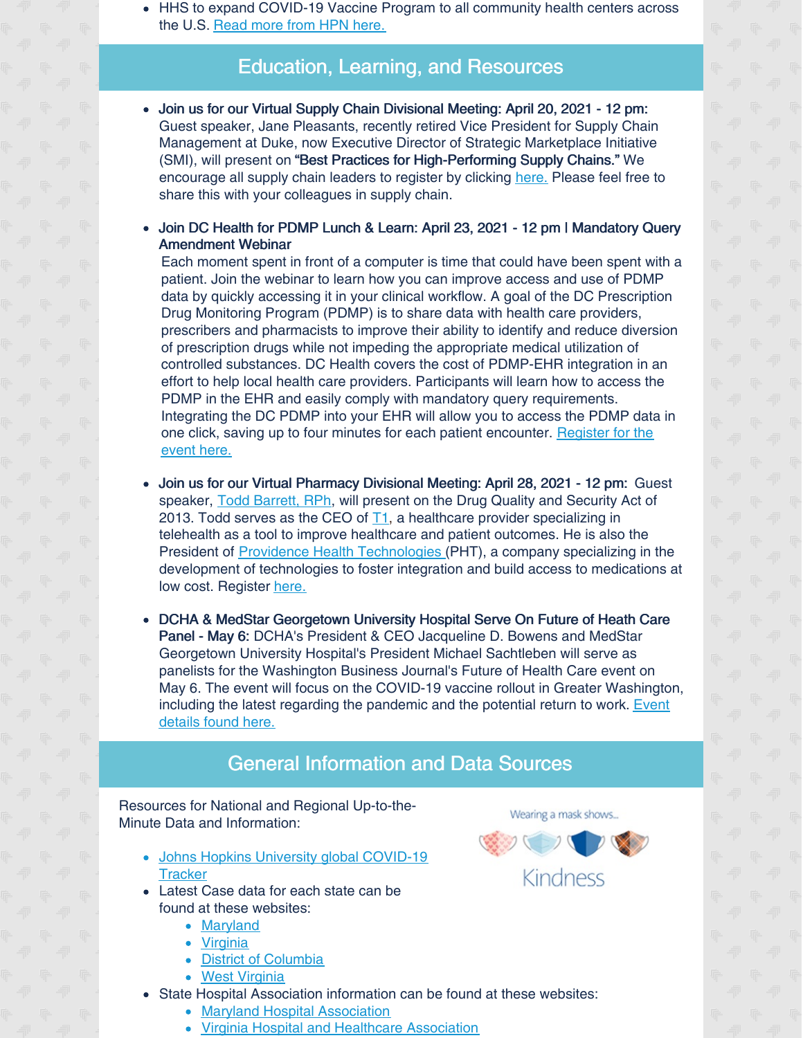- HHS to expand COVID-19 Vaccine Program to all community health centers across the U.S. Read more from HPN here.

## Education, Learning, and Resources

- **Join us for our Virtual Supply Chain Divisional Meeting: April 20, 2021 - 12 pm:** Guest speaker, Jane Pleasants, recently retired Vice President for Supply Chain Management at Duke, now Executive Director of Strategic Marketplace Initiative (SMI), will present on **"Best Practices for High-Performing Supply Chains."** We encourage all supply chain leaders to register by clicking here. Please feel free to share this with your colleagues in supply chain.

- **Join DC Health for PDMP Lunch & Learn: April 23, 2021 - 12 pm | Mandatory Query Amendment Webinar**
  Each moment spent in front of a computer is time that could have been spent with a patient. Join the webinar to learn how you can improve access and use of PDMP data by quickly accessing it in your clinical workflow. A goal of the DC Prescription Drug Monitoring Program (PDMP) is to share data with health care providers, prescribers and pharmacists to improve their ability to identify and reduce diversion of prescription drugs while not impeding the appropriate medical utilization of controlled substances. DC Health covers the cost of PDMP-EHR integration in an effort to help local health care providers. Participants will learn how to access the PDMP in the EHR and easily comply with mandatory query requirements. Integrating the DC PDMP into your EHR will allow you to access the PDMP data in one click, saving up to four minutes for each patient encounter. Register for the event here.

- **Join us for our Virtual Pharmacy Divisional Meeting: April 28, 2021 - 12 pm:** Guest speaker, Todd Barrett, RPh, will present on the Drug Quality and Security Act of 2013. Todd serves as the CEO of T1, a healthcare provider specializing in telehealth as a tool to improve healthcare and patient outcomes. He is also the President of Providence Health Technologies (PHT), a company specializing in the development of technologies to foster integration and build access to medications at low cost. Register here.

- **DCHA & MedStar Georgetown University Hospital Serve On Future of Heath Care Panel - May 6:** DCHA's President & CEO Jacqueline D. Bowens and MedStar Georgetown University Hospital's President Michael Sachtleben will serve as panelists for the Washington Business Journal's Future of Health Care event on May 6. The event will focus on the COVID-19 vaccine rollout in Greater Washington, including the latest regarding the pandemic and the potential return to work. Event details found here.

## General Information and Data Sources

Resources for National and Regional Up-to-the-Minute Data and Information:

- Johns Hopkins University global COVID-19 Tracker
- Latest Case data for each state can be found at these websites:
  - Maryland
  - Virginia
  - District of Columbia
  - West Virginia
- State Hospital Association information can be found at these websites:
  - Maryland Hospital Association
  - Virginia Hospital and Healthcare Association

Wearing a mask shows... Kindness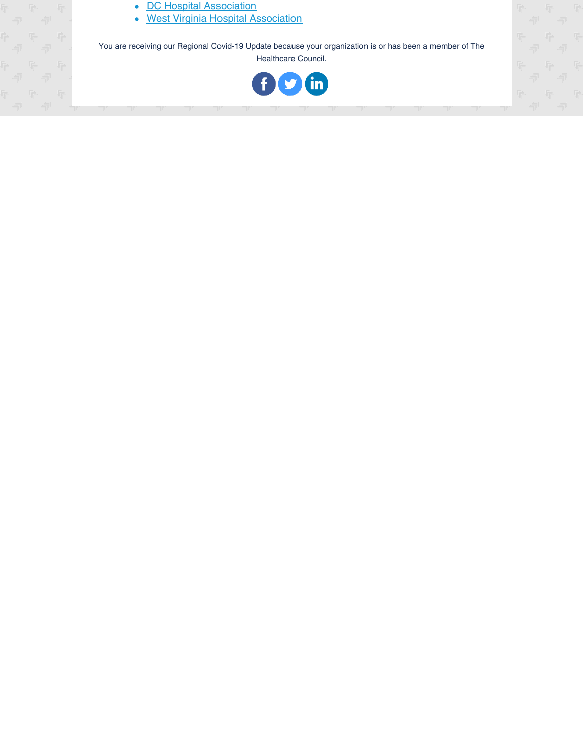- DC Hospital Association
- West Virginia Hospital Association

You are receiving our Regional Covid-19 Update because your organization is or has been a member of The Healthcare Council.